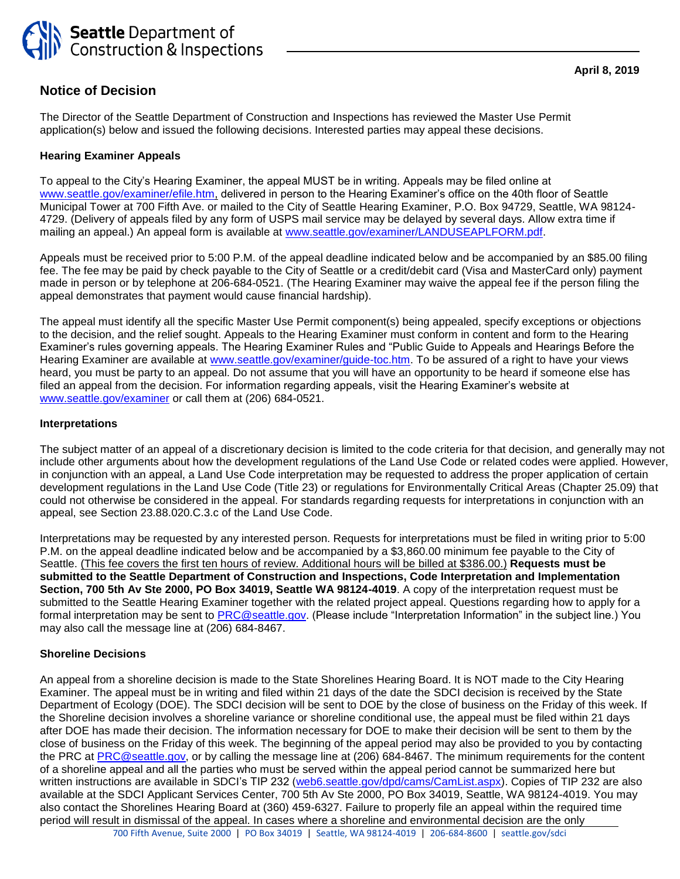Seattle Department of Construction & Inspections

April 8, 2019

## Notice of Decision

The Director of the Seattle Department of Construction and Inspections has reviewed the Master Use Permit application(s) below and issued the following decisions. Interested parties may appeal these decisions.

### Hearing Examiner Appeals

To appeal to the City's Hearing Examiner, the appeal MUST be in writing. Appeals may be filed online at www.seattle.gov/examiner/efile.htm, delivered in person to the Hearing Examiner's office on the 40th floor of Seattle Municipal Tower at 700 Fifth Ave. or mailed to the City of Seattle Hearing Examiner, P.O. Box 94729, Seattle, WA 98124-4729. (Delivery of appeals filed by any form of USPS mail service may be delayed by several days. Allow extra time if mailing an appeal.) An appeal form is available at www.seattle.gov/examiner/LANDUSEAPLFORM.pdf.

Appeals must be received prior to 5:00 P.M. of the appeal deadline indicated below and be accompanied by an $85.00 filing fee. The fee may be paid by check payable to the City of Seattle or a credit/debit card (Visa and MasterCard only) payment made in person or by telephone at 206-684-0521. (The Hearing Examiner may waive the appeal fee if the person filing the appeal demonstrates that payment would cause financial hardship).

The appeal must identify all the specific Master Use Permit component(s) being appealed, specify exceptions or objections to the decision, and the relief sought. Appeals to the Hearing Examiner must conform in content and form to the Hearing Examiner's rules governing appeals. The Hearing Examiner Rules and "Public Guide to Appeals and Hearings Before the Hearing Examiner are available at www.seattle.gov/examiner/guide-toc.htm. To be assured of a right to have your views heard, you must be party to an appeal. Do not assume that you will have an opportunity to be heard if someone else has filed an appeal from the decision. For information regarding appeals, visit the Hearing Examiner's website at www.seattle.gov/examiner or call them at (206) 684-0521.

### Interpretations

The subject matter of an appeal of a discretionary decision is limited to the code criteria for that decision, and generally may not include other arguments about how the development regulations of the Land Use Code or related codes were applied. However, in conjunction with an appeal, a Land Use Code interpretation may be requested to address the proper application of certain development regulations in the Land Use Code (Title 23) or regulations for Environmentally Critical Areas (Chapter 25.09) that could not otherwise be considered in the appeal. For standards regarding requests for interpretations in conjunction with an appeal, see Section 23.88.020.C.3.c of the Land Use Code.

Interpretations may be requested by any interested person. Requests for interpretations must be filed in writing prior to 5:00 P.M. on the appeal deadline indicated below and be accompanied by a $3,860.00 minimum fee payable to the City of Seattle. (This fee covers the first ten hours of review. Additional hours will be billed at $386.00.) **Requests must be submitted to the Seattle Department of Construction and Inspections, Code Interpretation and Implementation Section, 700 5th Av Ste 2000, PO Box 34019, Seattle WA 98124-4019**. A copy of the interpretation request must be submitted to the Seattle Hearing Examiner together with the related project appeal. Questions regarding how to apply for a formal interpretation may be sent to PRC@seattle.gov. (Please include "Interpretation Information" in the subject line.) You may also call the message line at (206) 684-8467.

### Shoreline Decisions

An appeal from a shoreline decision is made to the State Shorelines Hearing Board. It is NOT made to the City Hearing Examiner. The appeal must be in writing and filed within 21 days of the date the SDCI decision is received by the State Department of Ecology (DOE). The SDCI decision will be sent to DOE by the close of business on the Friday of this week. If the Shoreline decision involves a shoreline variance or shoreline conditional use, the appeal must be filed within 21 days after DOE has made their decision. The information necessary for DOE to make their decision will be sent to them by the close of business on the Friday of this week. The beginning of the appeal period may also be provided to you by contacting the PRC at PRC@seattle.gov, or by calling the message line at (206) 684-8467. The minimum requirements for the content of a shoreline appeal and all the parties who must be served within the appeal period cannot be summarized here but written instructions are available in SDCI's TIP 232 (web6.seattle.gov/dpd/cams/CamList.aspx). Copies of TIP 232 are also available at the SDCI Applicant Services Center, 700 5th Av Ste 2000, PO Box 34019, Seattle, WA 98124-4019. You may also contact the Shorelines Hearing Board at (360) 459-6327. Failure to properly file an appeal within the required time period will result in dismissal of the appeal. In cases where a shoreline and environmental decision are the only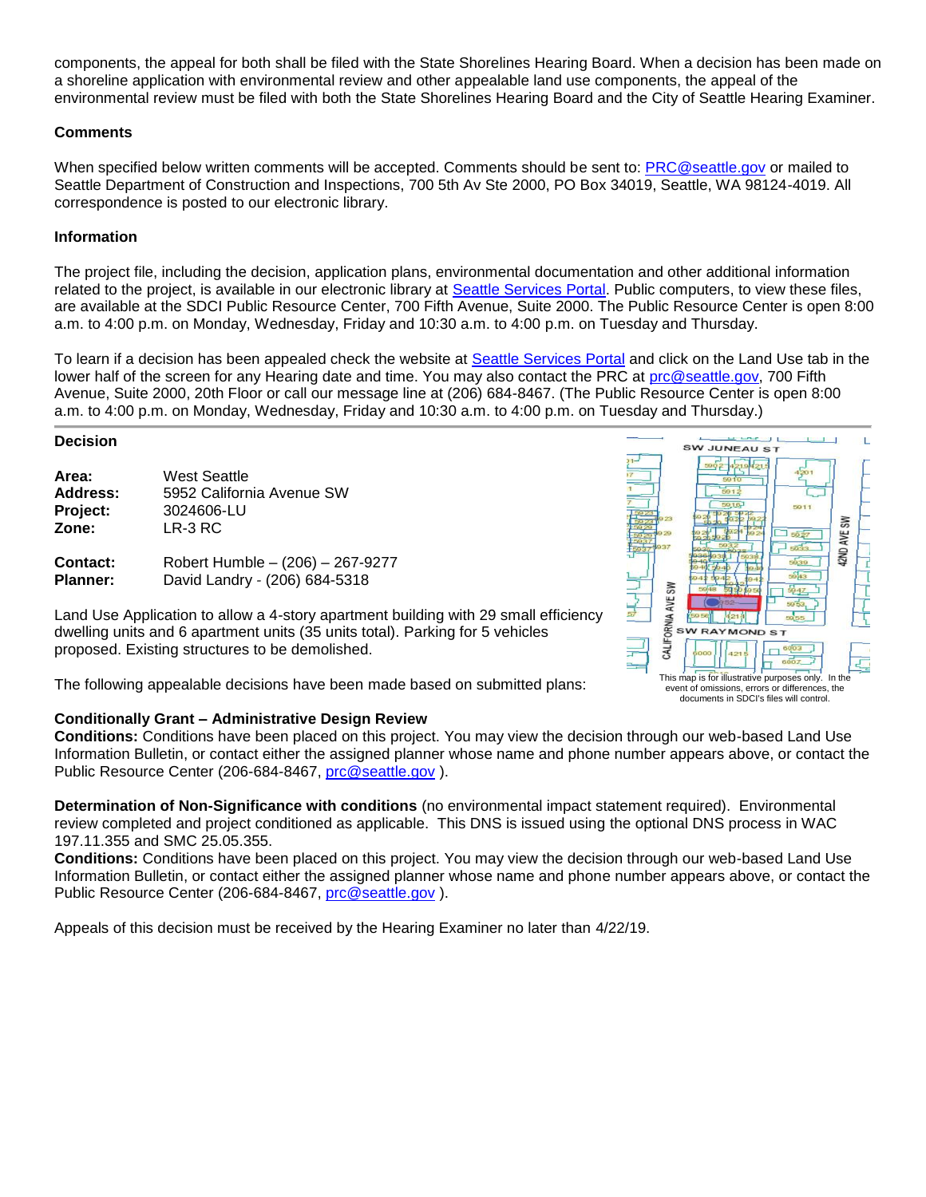components, the appeal for both shall be filed with the State Shorelines Hearing Board. When a decision has been made on a shoreline application with environmental review and other appealable land use components, the appeal of the environmental review must be filed with both the State Shorelines Hearing Board and the City of Seattle Hearing Examiner.

**Comments**

When specified below written comments will be accepted. Comments should be sent to: PRC@seattle.gov or mailed to Seattle Department of Construction and Inspections, 700 5th Av Ste 2000, PO Box 34019, Seattle, WA 98124-4019. All correspondence is posted to our electronic library.

**Information**

The project file, including the decision, application plans, environmental documentation and other additional information related to the project, is available in our electronic library at Seattle Services Portal. Public computers, to view these files, are available at the SDCI Public Resource Center, 700 Fifth Avenue, Suite 2000. The Public Resource Center is open 8:00 a.m. to 4:00 p.m. on Monday, Wednesday, Friday and 10:30 a.m. to 4:00 p.m. on Tuesday and Thursday.

To learn if a decision has been appealed check the website at Seattle Services Portal and click on the Land Use tab in the lower half of the screen for any Hearing date and time. You may also contact the PRC at prc@seattle.gov, 700 Fifth Avenue, Suite 2000, 20th Floor or call our message line at (206) 684-8467. (The Public Resource Center is open 8:00 a.m. to 4:00 p.m. on Monday, Wednesday, Friday and 10:30 a.m. to 4:00 p.m. on Tuesday and Thursday.)

---

**Decision**

**Area:** West Seattle
**Address:** 5952 California Avenue SW
**Project:** 3024606-LU
**Zone:** LR-3 RC

**Contact:** Robert Humble – (206) – 267-9277
**Planner:** David Landry - (206) 684-5318

This map is for illustrative purposes only. In the event of omissions, errors or differences, the documents in SDCI's files will control.

Land Use Application to allow a 4-story apartment building with 29 small efficiency dwelling units and 6 apartment units (35 units total). Parking for 5 vehicles proposed. Existing structures to be demolished.

The following appealable decisions have been made based on submitted plans:

**Conditionally Grant – Administrative Design Review**
**Conditions:** Conditions have been placed on this project. You may view the decision through our web-based Land Use Information Bulletin, or contact either the assigned planner whose name and phone number appears above, or contact the Public Resource Center (206-684-8467, prc@seattle.gov ).

**Determination of Non-Significance with conditions** (no environmental impact statement required). Environmental review completed and project conditioned as applicable. This DNS is issued using the optional DNS process in WAC 197.11.355 and SMC 25.05.355.
**Conditions:** Conditions have been placed on this project. You may view the decision through our web-based Land Use Information Bulletin, or contact either the assigned planner whose name and phone number appears above, or contact the Public Resource Center (206-684-8467, prc@seattle.gov ).

Appeals of this decision must be received by the Hearing Examiner no later than 4/22/19.